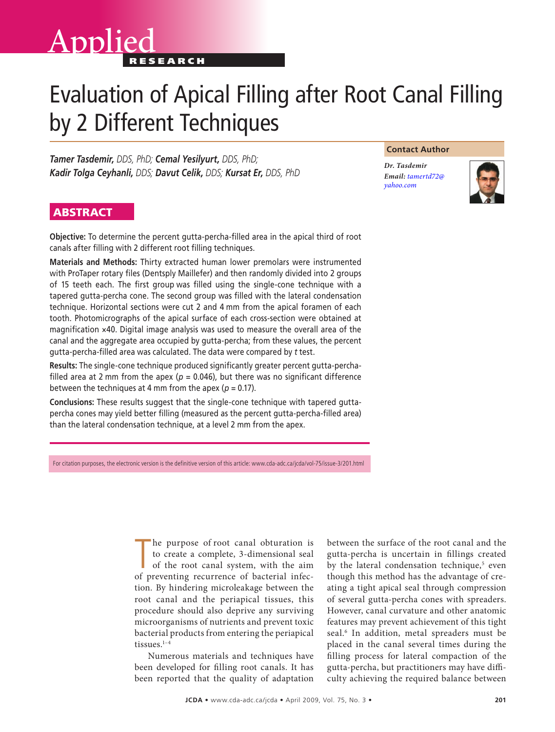Applied **RESEARCH**

# Evaluation of Apical Filling after Root Canal Filling by 2 Different Techniques

***Tamer Tasdemir,*** *DDS, PhD;* ***Cemal Yesilyurt,*** *DDS, PhD;* ***Kadir Tolga Ceyhanli,*** *DDS;* ***Davut Celik,*** *DDS;* ***Kursat Er,*** *DDS, PhD*

**Contact Author**

***Dr. Tasdemir***
***Email:*** *tamertd72@yahoo.com*

## ABSTRACT

**Objective:** To determine the percent gutta-percha-filled area in the apical third of root canals after filling with 2 different root filling techniques.

**Materials and Methods:** Thirty extracted human lower premolars were instrumented with ProTaper rotary files (Dentsply Maillefer) and then randomly divided into 2 groups of 15 teeth each. The first group was filled using the single-cone technique with a tapered gutta-percha cone. The second group was filled with the lateral condensation technique. Horizontal sections were cut 2 and 4 mm from the apical foramen of each tooth. Photomicrographs of the apical surface of each cross-section were obtained at magnification ×40. Digital image analysis was used to measure the overall area of the canal and the aggregate area occupied by gutta-percha; from these values, the percent gutta-percha-filled area was calculated. The data were compared by *t* test.

**Results:** The single-cone technique produced significantly greater percent gutta-percha-filled area at 2 mm from the apex ($p = 0.046$), but there was no significant difference between the techniques at 4 mm from the apex ($p = 0.17$).

**Conclusions:** These results suggest that the single-cone technique with tapered gutta-percha cones may yield better filling (measured as the percent gutta-percha-filled area) than the lateral condensation technique, at a level 2 mm from the apex.

For citation purposes, the electronic version is the definitive version of this article: www.cda-adc.ca/jcda/vol-75/issue-3/201.html

The purpose of root canal obturation is to create a complete, 3-dimensional seal of the root canal system, with the aim of preventing recurrence of bacterial infection. By hindering microleakage between the root canal and the periapical tissues, this procedure should also deprive any surviving microorganisms of nutrients and prevent toxic bacterial products from entering the periapical tissues.[1–4]

Numerous materials and techniques have been developed for filling root canals. It has been reported that the quality of adaptation between the surface of the root canal and the gutta-percha is uncertain in fillings created by the lateral condensation technique,[5] even though this method has the advantage of creating a tight apical seal through compression of several gutta-percha cones with spreaders. However, canal curvature and other anatomic features may prevent achievement of this tight seal.[6] In addition, metal spreaders must be placed in the canal several times during the filling process for lateral compaction of the gutta-percha, but practitioners may have difficulty achieving the required balance between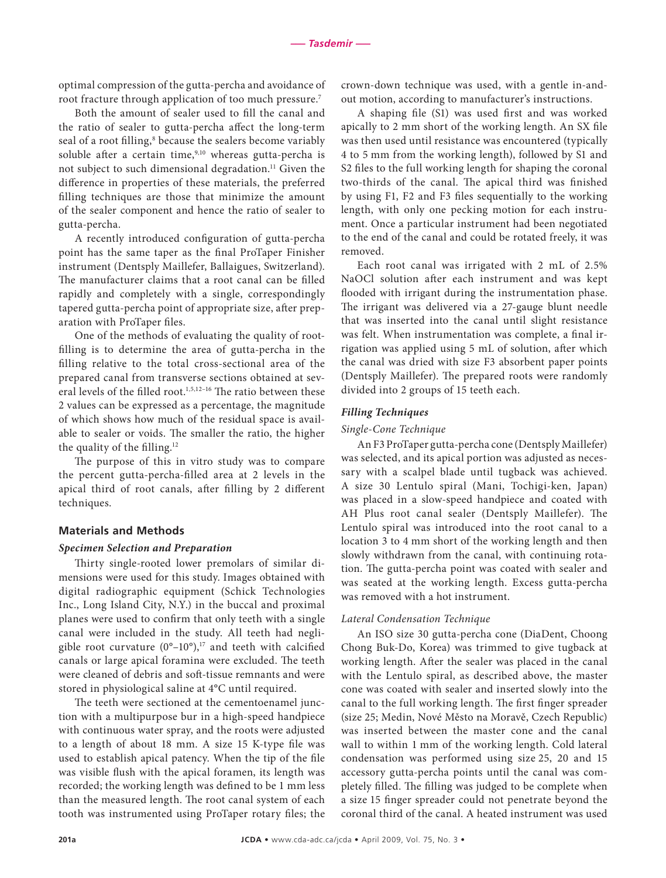optimal compression of the gutta-percha and avoidance of root fracture through application of too much pressure.[7]

Both the amount of sealer used to fill the canal and the ratio of sealer to gutta-percha affect the long-term seal of a root filling,[8] because the sealers become variably soluble after a certain time,[9,10] whereas gutta-percha is not subject to such dimensional degradation.[11] Given the difference in properties of these materials, the preferred filling techniques are those that minimize the amount of the sealer component and hence the ratio of sealer to gutta-percha.

A recently introduced configuration of gutta-percha point has the same taper as the final ProTaper Finisher instrument (Dentsply Maillefer, Ballaigues, Switzerland). The manufacturer claims that a root canal can be filled rapidly and completely with a single, correspondingly tapered gutta-percha point of appropriate size, after preparation with ProTaper files.

One of the methods of evaluating the quality of root-filling is to determine the area of gutta-percha in the filling relative to the total cross-sectional area of the prepared canal from transverse sections obtained at several levels of the filled root.[1,5,12–16] The ratio between these 2 values can be expressed as a percentage, the magnitude of which shows how much of the residual space is available to sealer or voids. The smaller the ratio, the higher the quality of the filling.[12]

The purpose of this in vitro study was to compare the percent gutta-percha-filled area at 2 levels in the apical third of root canals, after filling by 2 different techniques.

## Materials and Methods

### *Specimen Selection and Preparation*

Thirty single-rooted lower premolars of similar dimensions were used for this study. Images obtained with digital radiographic equipment (Schick Technologies Inc., Long Island City, N.Y.) in the buccal and proximal planes were used to confirm that only teeth with a single canal were included in the study. All teeth had negligible root curvature (0°–10°),[17] and teeth with calcified canals or large apical foramina were excluded. The teeth were cleaned of debris and soft-tissue remnants and were stored in physiological saline at 4°C until required.

The teeth were sectioned at the cementoenamel junction with a multipurpose bur in a high-speed handpiece with continuous water spray, and the roots were adjusted to a length of about 18 mm. A size 15 K-type file was used to establish apical patency. When the tip of the file was visible flush with the apical foramen, its length was recorded; the working length was defined to be 1 mm less than the measured length. The root canal system of each tooth was instrumented using ProTaper rotary files; the crown-down technique was used, with a gentle in-and-out motion, according to manufacturer's instructions.

A shaping file (S1) was used first and was worked apically to 2 mm short of the working length. An SX file was then used until resistance was encountered (typically 4 to 5 mm from the working length), followed by S1 and S2 files to the full working length for shaping the coronal two-thirds of the canal. The apical third was finished by using F1, F2 and F3 files sequentially to the working length, with only one pecking motion for each instrument. Once a particular instrument had been negotiated to the end of the canal and could be rotated freely, it was removed.

Each root canal was irrigated with 2 mL of 2.5% NaOCl solution after each instrument and was kept flooded with irrigant during the instrumentation phase. The irrigant was delivered via a 27-gauge blunt needle that was inserted into the canal until slight resistance was felt. When instrumentation was complete, a final irrigation was applied using 5 mL of solution, after which the canal was dried with size F3 absorbent paper points (Dentsply Maillefer). The prepared roots were randomly divided into 2 groups of 15 teeth each.

### *Filling Techniques*

#### *Single-Cone Technique*

An F3 ProTaper gutta-percha cone (Dentsply Maillefer) was selected, and its apical portion was adjusted as necessary with a scalpel blade until tugback was achieved. A size 30 Lentulo spiral (Mani, Tochigi-ken, Japan) was placed in a slow-speed handpiece and coated with AH Plus root canal sealer (Dentsply Maillefer). The Lentulo spiral was introduced into the root canal to a location 3 to 4 mm short of the working length and then slowly withdrawn from the canal, with continuing rotation. The gutta-percha point was coated with sealer and was seated at the working length. Excess gutta-percha was removed with a hot instrument.

#### *Lateral Condensation Technique*

An ISO size 30 gutta-percha cone (DiaDent, Choong Chong Buk-Do, Korea) was trimmed to give tugback at working length. After the sealer was placed in the canal with the Lentulo spiral, as described above, the master cone was coated with sealer and inserted slowly into the canal to the full working length. The first finger spreader (size 25; Medin, Nové Město na Moravě, Czech Republic) was inserted between the master cone and the canal wall to within 1 mm of the working length. Cold lateral condensation was performed using size 25, 20 and 15 accessory gutta-percha points until the canal was completely filled. The filling was judged to be complete when a size 15 finger spreader could not penetrate beyond the coronal third of the canal. A heated instrument was used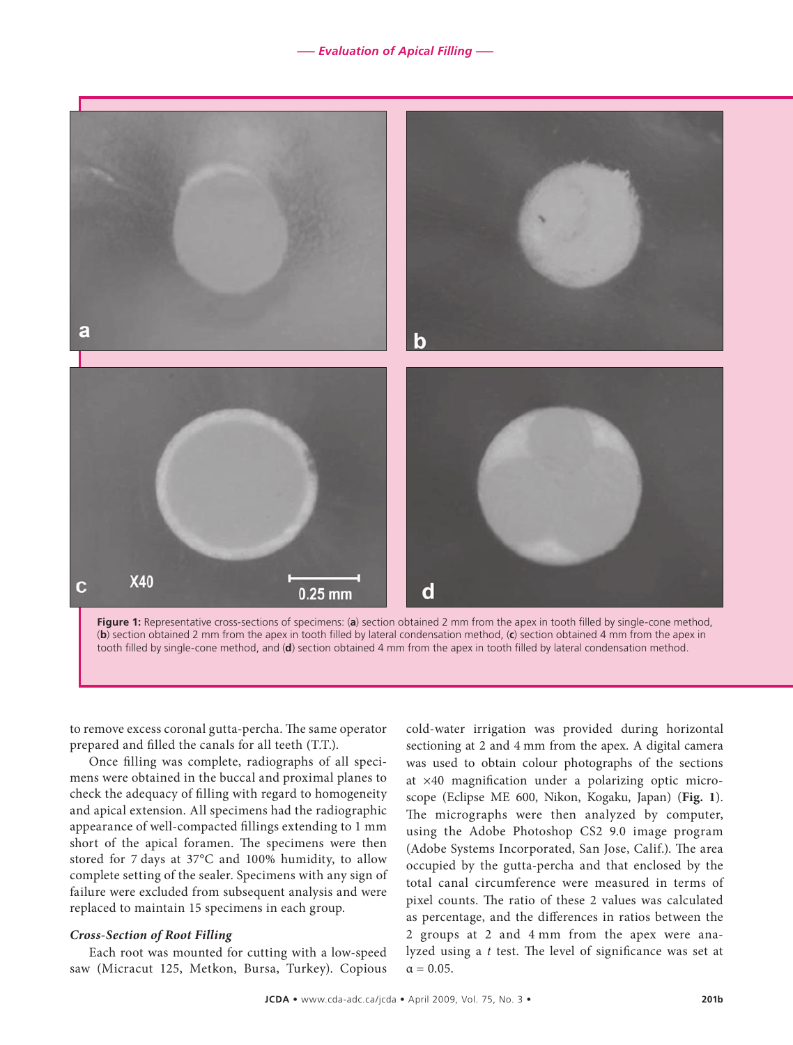**Figure 1:** Representative cross-sections of specimens: (**a**) section obtained 2 mm from the apex in tooth filled by single-cone method, (**b**) section obtained 2 mm from the apex in tooth filled by lateral condensation method, (**c**) section obtained 4 mm from the apex in tooth filled by single-cone method, and (**d**) section obtained 4 mm from the apex in tooth filled by lateral condensation method.

to remove excess coronal gutta-percha. The same operator prepared and filled the canals for all teeth (T.T.).

Once filling was complete, radiographs of all specimens were obtained in the buccal and proximal planes to check the adequacy of filling with regard to homogeneity and apical extension. All specimens had the radiographic appearance of well-compacted fillings extending to 1 mm short of the apical foramen. The specimens were then stored for 7 days at 37°C and 100% humidity, to allow complete setting of the sealer. Specimens with any sign of failure were excluded from subsequent analysis and were replaced to maintain 15 specimens in each group.

### *Cross-Section of Root Filling*

Each root was mounted for cutting with a low-speed saw (Micracut 125, Metkon, Bursa, Turkey). Copious cold-water irrigation was provided during horizontal sectioning at 2 and 4 mm from the apex. A digital camera was used to obtain colour photographs of the sections at ×40 magnification under a polarizing optic microscope (Eclipse ME 600, Nikon, Kogaku, Japan) (**Fig. 1**). The micrographs were then analyzed by computer, using the Adobe Photoshop CS2 9.0 image program (Adobe Systems Incorporated, San Jose, Calif.). The area occupied by the gutta-percha and that enclosed by the total canal circumference were measured in terms of pixel counts. The ratio of these 2 values was calculated as percentage, and the differences in ratios between the 2 groups at 2 and 4 mm from the apex were analyzed using a *t* test. The level of significance was set at $\alpha = 0.05$.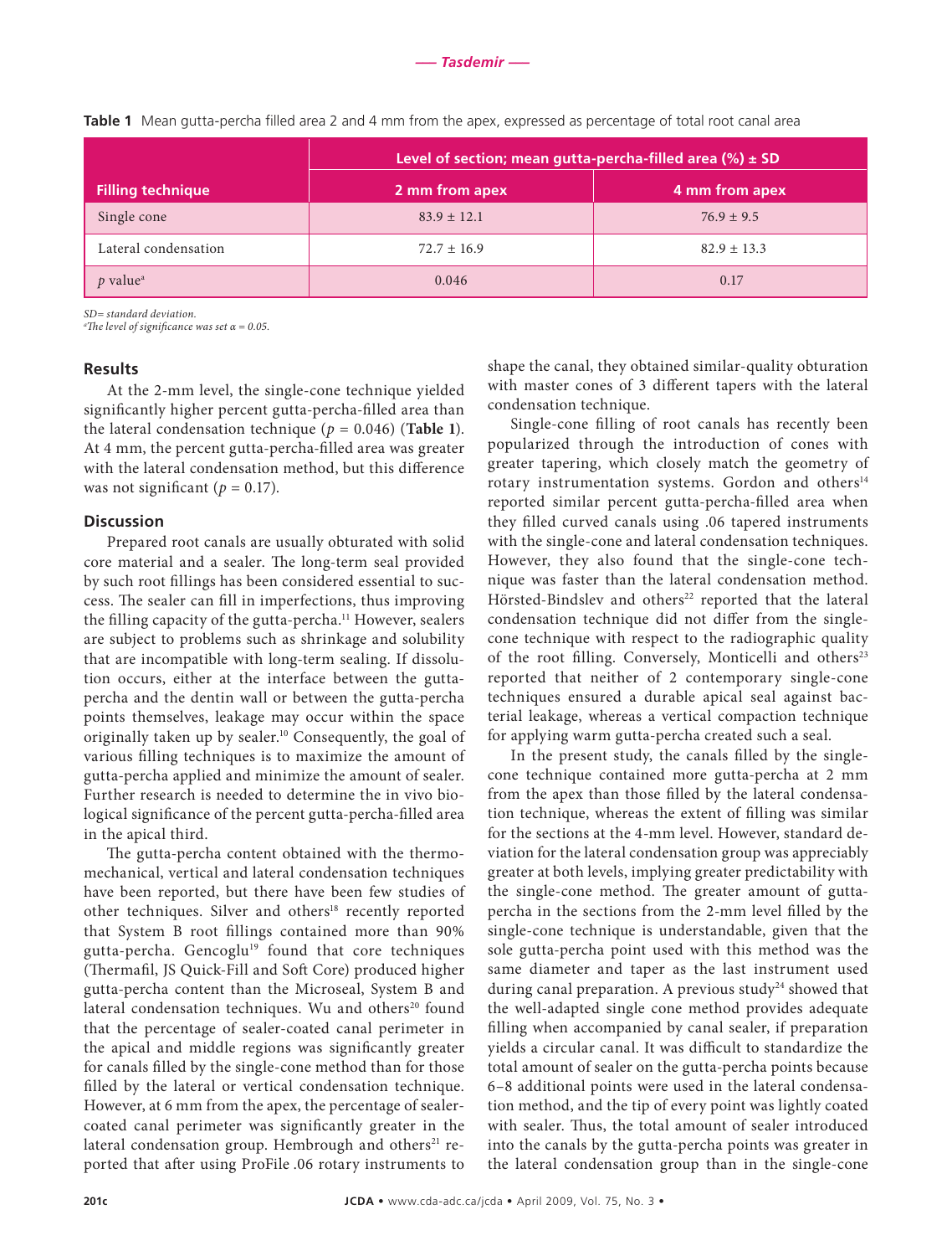**Table 1** Mean gutta-percha filled area 2 and 4 mm from the apex, expressed as percentage of total root canal area

| Filling technique | Level of section; mean gutta-percha-filled area (%) ± SD | |
|---|---|---|
| | 2 mm from apex | 4 mm from apex |
| Single cone | 83.9 ± 12.1 | 76.9 ± 9.5 |
| Lateral condensation | 72.7 ± 16.9 | 82.9 ± 13.3 |
| *p* value[a] | 0.046 | 0.17 |

*SD= standard deviation.*
*[a]The level of significance was set α = 0.05.*

## Results

At the 2-mm level, the single-cone technique yielded significantly higher percent gutta-percha-filled area than the lateral condensation technique ($p = 0.046$) (**Table 1**). At 4 mm, the percent gutta-percha-filled area was greater with the lateral condensation method, but this difference was not significant ($p = 0.17$).

## Discussion

Prepared root canals are usually obturated with solid core material and a sealer. The long-term seal provided by such root fillings has been considered essential to success. The sealer can fill in imperfections, thus improving the filling capacity of the gutta-percha.[11] However, sealers are subject to problems such as shrinkage and solubility that are incompatible with long-term sealing. If dissolution occurs, either at the interface between the gutta-percha and the dentin wall or between the gutta-percha points themselves, leakage may occur within the space originally taken up by sealer.[10] Consequently, the goal of various filling techniques is to maximize the amount of gutta-percha applied and minimize the amount of sealer. Further research is needed to determine the in vivo biological significance of the percent gutta-percha-filled area in the apical third.

The gutta-percha content obtained with the thermomechanical, vertical and lateral condensation techniques have been reported, but there have been few studies of other techniques. Silver and others[18] recently reported that System B root fillings contained more than 90% gutta-percha. Gencoglu[19] found that core techniques (Thermafil, JS Quick-Fill and Soft Core) produced higher gutta-percha content than the Microseal, System B and lateral condensation techniques. Wu and others[20] found that the percentage of sealer-coated canal perimeter in the apical and middle regions was significantly greater for canals filled by the single-cone method than for those filled by the lateral or vertical condensation technique. However, at 6 mm from the apex, the percentage of sealer-coated canal perimeter was significantly greater in the lateral condensation group. Hembrough and others[21] reported that after using ProFile .06 rotary instruments to shape the canal, they obtained similar-quality obturation with master cones of 3 different tapers with the lateral condensation technique.

Single-cone filling of root canals has recently been popularized through the introduction of cones with greater tapering, which closely match the geometry of rotary instrumentation systems. Gordon and others[14] reported similar percent gutta-percha-filled area when they filled curved canals using .06 tapered instruments with the single-cone and lateral condensation techniques. However, they also found that the single-cone technique was faster than the lateral condensation method. Hörsted-Bindslev and others[22] reported that the lateral condensation technique did not differ from the single-cone technique with respect to the radiographic quality of the root filling. Conversely, Monticelli and others[23] reported that neither of 2 contemporary single-cone techniques ensured a durable apical seal against bacterial leakage, whereas a vertical compaction technique for applying warm gutta-percha created such a seal.

In the present study, the canals filled by the single-cone technique contained more gutta-percha at 2 mm from the apex than those filled by the lateral condensation technique, whereas the extent of filling was similar for the sections at the 4-mm level. However, standard deviation for the lateral condensation group was appreciably greater at both levels, implying greater predictability with the single-cone method. The greater amount of gutta-percha in the sections from the 2-mm level filled by the single-cone technique is understandable, given that the sole gutta-percha point used with this method was the same diameter and taper as the last instrument used during canal preparation. A previous study[24] showed that the well-adapted single cone method provides adequate filling when accompanied by canal sealer, if preparation yields a circular canal. It was difficult to standardize the total amount of sealer on the gutta-percha points because 6–8 additional points were used in the lateral condensation method, and the tip of every point was lightly coated with sealer. Thus, the total amount of sealer introduced into the canals by the gutta-percha points was greater in the lateral condensation group than in the single-cone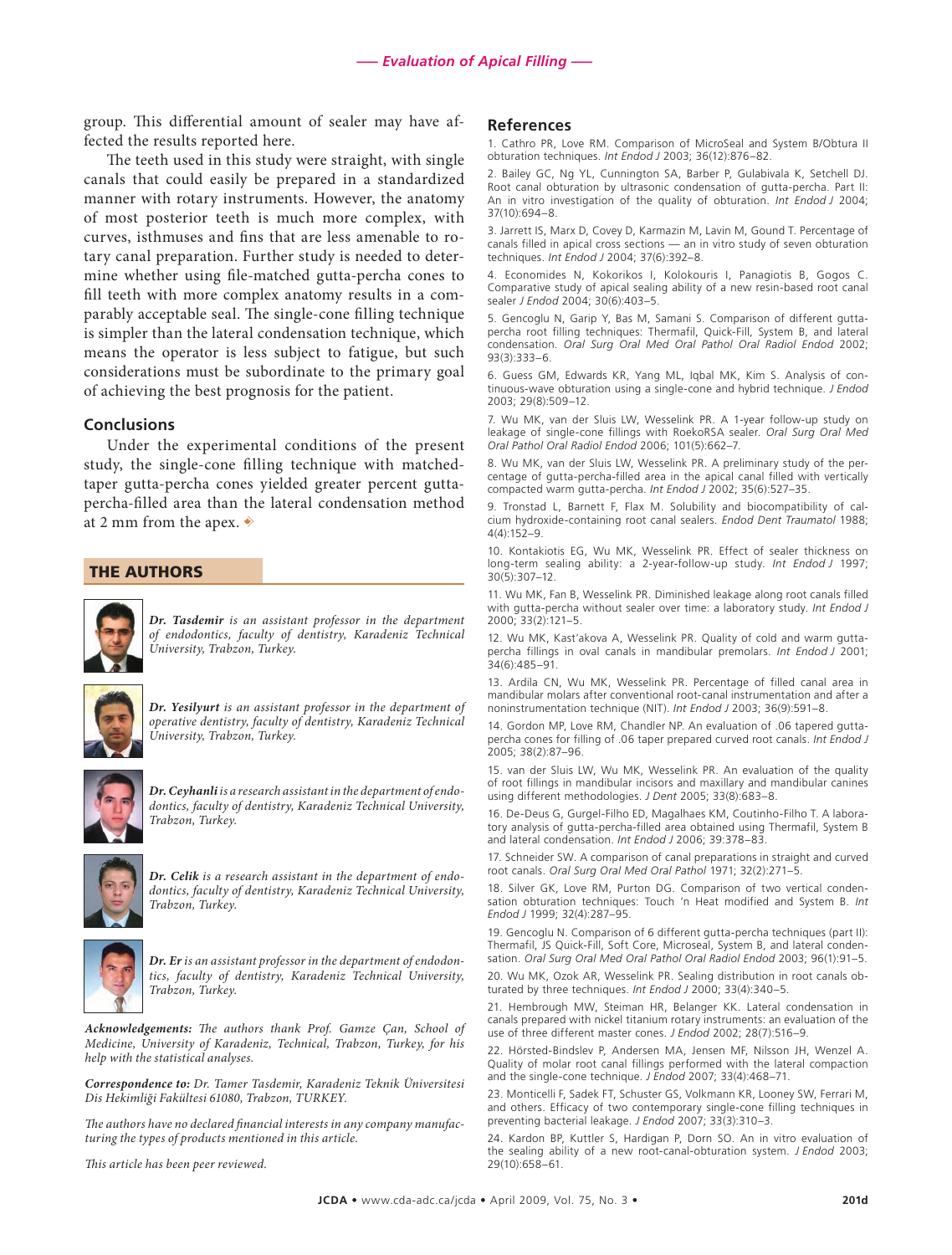group. This differential amount of sealer may have affected the results reported here.

The teeth used in this study were straight, with single canals that could easily be prepared in a standardized manner with rotary instruments. However, the anatomy of most posterior teeth is much more complex, with curves, isthmuses and fins that are less amenable to rotary canal preparation. Further study is needed to determine whether using file-matched gutta-percha cones to fill teeth with more complex anatomy results in a comparably acceptable seal. The single-cone filling technique is simpler than the lateral condensation technique, which means the operator is less subject to fatigue, but such considerations must be subordinate to the primary goal of achieving the best prognosis for the patient.

## Conclusions

Under the experimental conditions of the present study, the single-cone filling technique with matched-taper gutta-percha cones yielded greater percent gutta-percha-filled area than the lateral condensation method at 2 mm from the apex. ◈

## THE AUTHORS

*Dr. Tasdemir* *is an assistant professor in the department of endodontics, faculty of dentistry, Karadeniz Technical University, Trabzon, Turkey.*

*Dr. Yesilyurt* *is an assistant professor in the department of operative dentistry, faculty of dentistry, Karadeniz Technical University, Trabzon, Turkey.*

*Dr. Ceyhanli* *is a research assistant in the department of endodontics, faculty of dentistry, Karadeniz Technical University, Trabzon, Turkey.*

*Dr. Celik* *is a research assistant in the department of endodontics, faculty of dentistry, Karadeniz Technical University, Trabzon, Turkey.*

*Dr. Er* *is an assistant professor in the department of endodontics, faculty of dentistry, Karadeniz Technical University, Trabzon, Turkey.*

***Acknowledgements:*** *The authors thank Prof. Gamze Çan, School of Medicine, University of Karadeniz, Technical, Trabzon, Turkey, for his help with the statistical analyses.*

***Correspondence to:*** *Dr. Tamer Tasdemir, Karadeniz Teknik Üniversitesi Dis Hekimliği Fakültesi 61080, Trabzon, TURKEY.*

*The authors have no declared financial interests in any company manufacturing the types of products mentioned in this article.*

*This article has been peer reviewed.*

## References

1. Cathro PR, Love RM. Comparison of MicroSeal and System B/Obtura II obturation techniques. *Int Endod J* 2003; 36(12):876–82.

2. Bailey GC, Ng YL, Cunnington SA, Barber P, Gulabivala K, Setchell DJ. Root canal obturation by ultrasonic condensation of gutta-percha. Part II: An in vitro investigation of the quality of obturation. *Int Endod J* 2004; 37(10):694–8.

3. Jarrett IS, Marx D, Covey D, Karmazin M, Lavin M, Gound T. Percentage of canals filled in apical cross sections — an in vitro study of seven obturation techniques. *Int Endod J* 2004; 37(6):392–8.

4. Economides N, Kokorikos I, Kolokouris I, Panagiotis B, Gogos C. Comparative study of apical sealing ability of a new resin-based root canal sealer *J Endod* 2004; 30(6):403–5.

5. Gencoglu N, Garip Y, Bas M, Samani S. Comparison of different gutta-percha root filling techniques: Thermafil, Quick-Fill, System B, and lateral condensation. *Oral Surg Oral Med Oral Pathol Oral Radiol Endod* 2002; 93(3):333–6.

6. Guess GM, Edwards KR, Yang ML, Iqbal MK, Kim S. Analysis of continuous-wave obturation using a single-cone and hybrid technique. *J Endod* 2003; 29(8):509–12.

7. Wu MK, van der Sluis LW, Wesselink PR. A 1-year follow-up study on leakage of single-cone fillings with RoekoRSA sealer. *Oral Surg Oral Med Oral Pathol Oral Radiol Endod* 2006; 101(5):662–7.

8. Wu MK, van der Sluis LW, Wesselink PR. A preliminary study of the percentage of gutta-percha-filled area in the apical canal filled with vertically compacted warm gutta-percha. *Int Endod J* 2002; 35(6):527–35.

9. Tronstad L, Barnett F, Flax M. Solubility and biocompatibility of calcium hydroxide-containing root canal sealers. *Endod Dent Traumatol* 1988; 4(4):152–9.

10. Kontakiotis EG, Wu MK, Wesselink PR. Effect of sealer thickness on long-term sealing ability: a 2-year-follow-up study. *Int Endod J* 1997; 30(5):307–12.

11. Wu MK, Fan B, Wesselink PR. Diminished leakage along root canals filled with gutta-percha without sealer over time: a laboratory study. *Int Endod J* 2000; 33(2):121–5.

12. Wu MK, Kast'akova A, Wesselink PR. Quality of cold and warm gutta-percha fillings in oval canals in mandibular premolars. *Int Endod J* 2001; 34(6):485–91.

13. Ardila CN, Wu MK, Wesselink PR. Percentage of filled canal area in mandibular molars after conventional root-canal instrumentation and after a noninstrumentation technique (NIT). *Int Endod J* 2003; 36(9):591–8.

14. Gordon MP, Love RM, Chandler NP. An evaluation of .06 tapered gutta-percha cones for filling of .06 taper prepared curved root canals. *Int Endod J* 2005; 38(2):87–96.

15. van der Sluis LW, Wu MK, Wesselink PR. An evaluation of the quality of root fillings in mandibular incisors and maxillary and mandibular canines using different methodologies. *J Dent* 2005; 33(8):683–8.

16. De-Deus G, Gurgel-Filho ED, Magalhaes KM, Coutinho-Filho T. A laboratory analysis of gutta-percha-filled area obtained using Thermafil, System B and lateral condensation. *Int Endod J* 2006; 39:378–83.

17. Schneider SW. A comparison of canal preparations in straight and curved root canals. *Oral Surg Oral Med Oral Pathol* 1971; 32(2):271–5.

18. Silver GK, Love RM, Purton DG. Comparison of two vertical condensation obturation techniques: Touch 'n Heat modified and System B. *Int Endod J* 1999; 32(4):287–95.

19. Gencoglu N. Comparison of 6 different gutta-percha techniques (part II): Thermafil, JS Quick-Fill, Soft Core, Microseal, System B, and lateral condensation. *Oral Surg Oral Med Oral Pathol Oral Radiol Endod* 2003; 96(1):91–5.

20. Wu MK, Ozok AR, Wesselink PR. Sealing distribution in root canals obturated by three techniques. *Int Endod J* 2000; 33(4):340–5.

21. Hembrough MW, Steiman HR, Belanger KK. Lateral condensation in canals prepared with nickel titanium rotary instruments: an evaluation of the use of three different master cones. *J Endod* 2002; 28(7):516–9.

22. Hörsted-Bindslev P, Andersen MA, Jensen MF, Nilsson JH, Wenzel A. Quality of molar root canal fillings performed with the lateral compaction and the single-cone technique. *J Endod* 2007; 33(4):468–71.

23. Monticelli F, Sadek FT, Schuster GS, Volkmann KR, Looney SW, Ferrari M, and others. Efficacy of two contemporary single-cone filling techniques in preventing bacterial leakage. *J Endod* 2007; 33(3):310–3.

24. Kardon BP, Kuttler S, Hardigan P, Dorn SO. An in vitro evaluation of the sealing ability of a new root-canal-obturation system. *J Endod* 2003; 29(10):658–61.